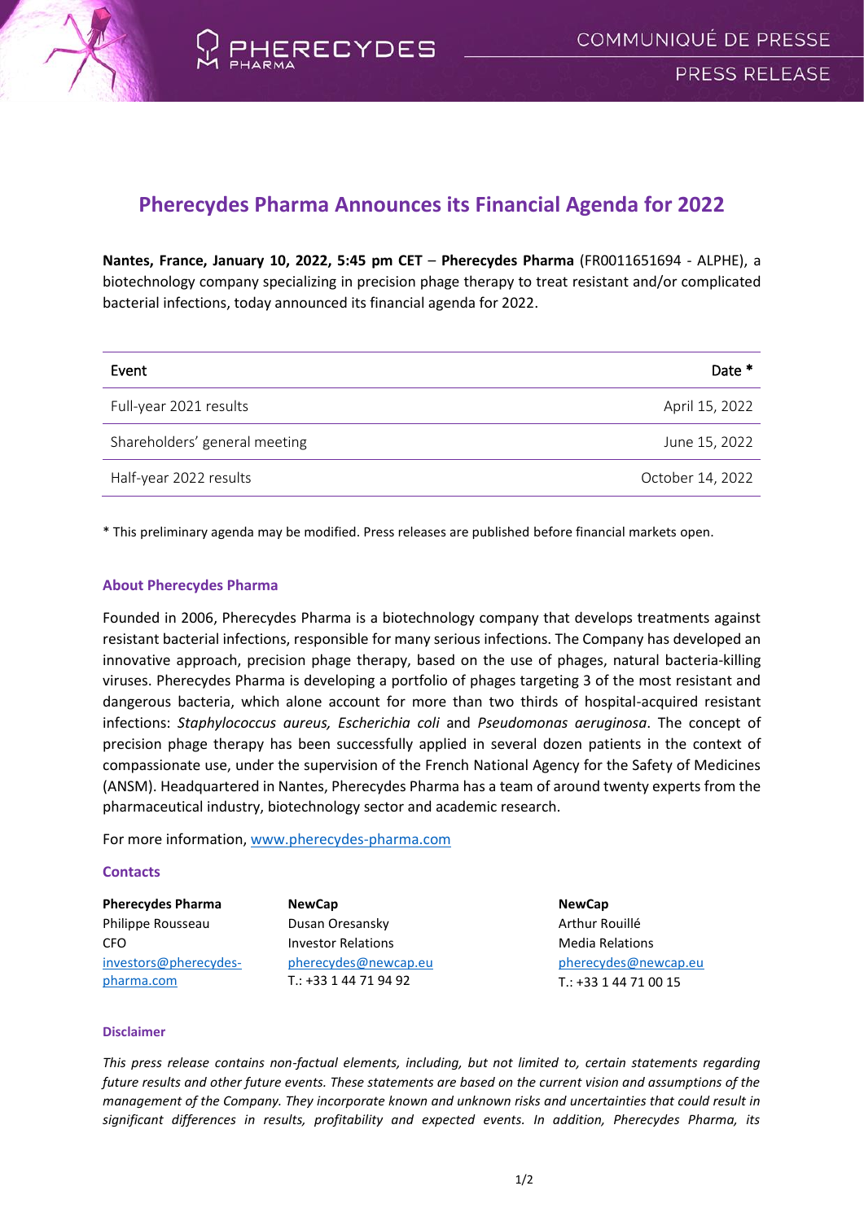# Pherecydes Pharma Announces its Financial Agenda for 2022

**Nantes, France, January 10, 2022, 5:45 pm CET** – **Pherecydes Pharma** (FR0011651694 - ALPHE), a biotechnology company specializing in precision phage therapy to treat resistant and/or complicated bacterial infections, today announced its financial agenda for 2022.

| Event | Date * |
|---|---|
| Full-year 2021 results | April 15, 2022 |
| Shareholders' general meeting | June 15, 2022 |
| Half-year 2022 results | October 14, 2022 |

* This preliminary agenda may be modified. Press releases are published before financial markets open.

## About Pherecydes Pharma

Founded in 2006, Pherecydes Pharma is a biotechnology company that develops treatments against resistant bacterial infections, responsible for many serious infections. The Company has developed an innovative approach, precision phage therapy, based on the use of phages, natural bacteria-killing viruses. Pherecydes Pharma is developing a portfolio of phages targeting 3 of the most resistant and dangerous bacteria, which alone account for more than two thirds of hospital-acquired resistant infections: *Staphylococcus aureus, Escherichia coli* and *Pseudomonas aeruginosa*. The concept of precision phage therapy has been successfully applied in several dozen patients in the context of compassionate use, under the supervision of the French National Agency for the Safety of Medicines (ANSM). Headquartered in Nantes, Pherecydes Pharma has a team of around twenty experts from the pharmaceutical industry, biotechnology sector and academic research.

For more information, www.pherecydes-pharma.com

## Contacts

**Pherecydes Pharma**
Philippe Rousseau
CFO
investors@pherecydes-pharma.com

**NewCap**
Dusan Oresansky
Investor Relations
pherecydes@newcap.eu
T.: +33 1 44 71 94 92

**NewCap**
Arthur Rouillé
Media Relations
pherecydes@newcap.eu
T.: +33 1 44 71 00 15

### Disclaimer

*This press release contains non-factual elements, including, but not limited to, certain statements regarding future results and other future events. These statements are based on the current vision and assumptions of the management of the Company. They incorporate known and unknown risks and uncertainties that could result in significant differences in results, profitability and expected events. In addition, Pherecydes Pharma, its*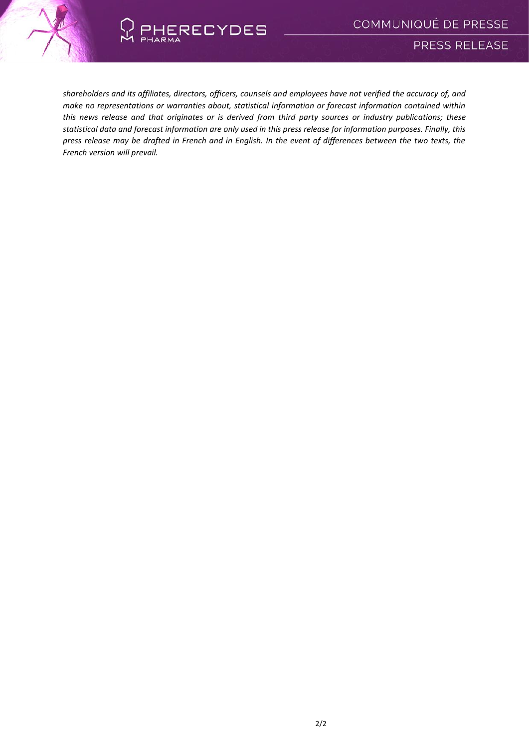*shareholders and its affiliates, directors, officers, counsels and employees have not verified the accuracy of, and make no representations or warranties about, statistical information or forecast information contained within this news release and that originates or is derived from third party sources or industry publications; these statistical data and forecast information are only used in this press release for information purposes. Finally, this press release may be drafted in French and in English. In the event of differences between the two texts, the French version will prevail.*